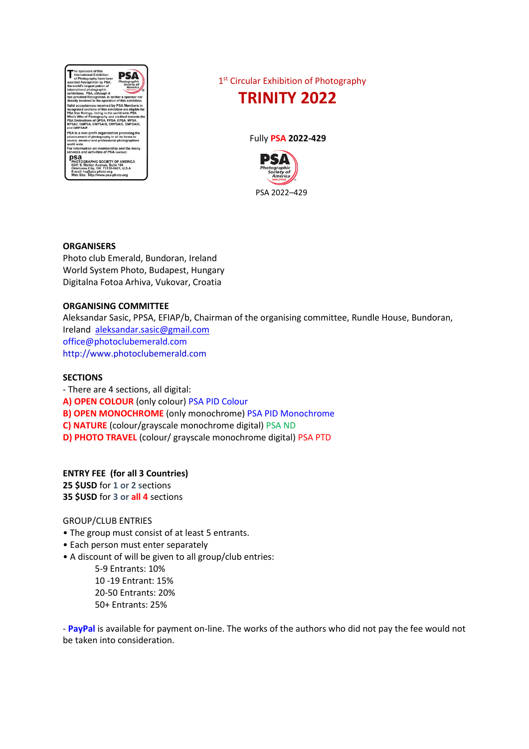1st Circular Exhibition of Photography

# TRINITY 2022

Fully **PSA 2022-429**

PSA 2022–429

**ORGANISERS**
Photo club Emerald, Bundoran, Ireland
World System Photo, Budapest, Hungary
Digitalna Fotoa Arhiva, Vukovar, Croatia

**ORGANISING COMMITTEE**
Aleksandar Sasic, PPSA, EFIAP/b, Chairman of the organising committee, Rundle House, Bundoran, Ireland aleksandar.sasic@gmail.com
office@photoclubemerald.com
http://www.photoclubemerald.com

**SECTIONS**
- There are 4 sections, all digital:
**A) OPEN COLOUR** (only colour) PSA PID Colour
**B) OPEN MONOCHROME** (only monochrome) PSA PID Monochrome
**C) NATURE** (colour/grayscale monochrome digital) PSA ND
**D) PHOTO TRAVEL** (colour/ grayscale monochrome digital) PSA PTD

**ENTRY FEE (for all 3 Countries)**
**25 $USD** for 1 or 2 sections
**35 $USD** for 3 or all 4 sections

GROUP/CLUB ENTRIES
- The group must consist of at least 5 entrants.
- Each person must enter separately
- A discount of will be given to all group/club entries:
    - 5-9 Entrants: 10%
    - 10 -19 Entrant: 15%
    - 20-50 Entrants: 20%
    - 50+ Entrants: 25%

- **PayPal** is available for payment on-line. The works of the authors who did not pay the fee would not be taken into consideration.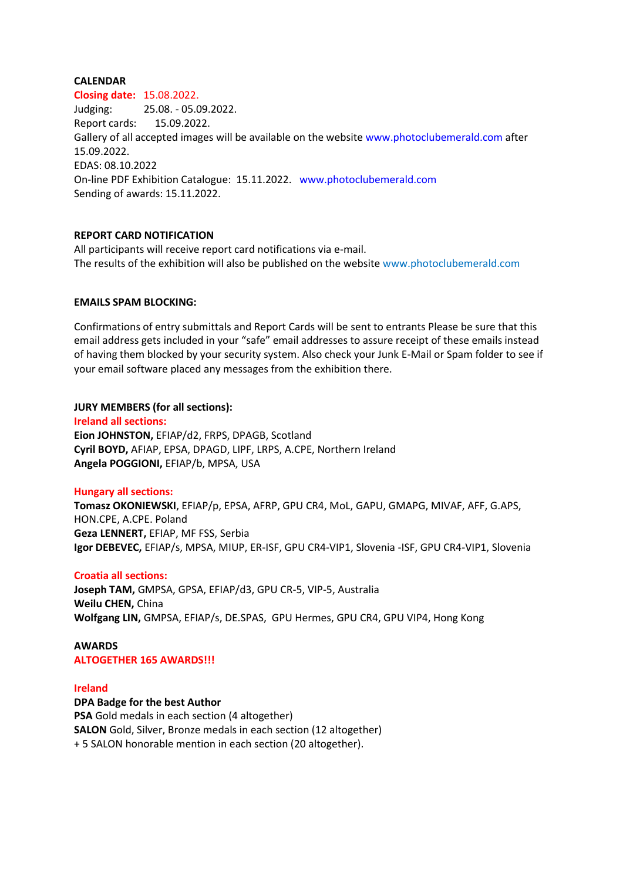**CALENDAR**

**Closing date:** 15.08.2022.

Judging: 25.08. - 05.09.2022.

Report cards: 15.09.2022.

Gallery of all accepted images will be available on the website www.photoclubemerald.com after 15.09.2022.

EDAS: 08.10.2022

On-line PDF Exhibition Catalogue: 15.11.2022. www.photoclubemerald.com

Sending of awards: 15.11.2022.

**REPORT CARD NOTIFICATION**

All participants will receive report card notifications via e-mail.

The results of the exhibition will also be published on the website www.photoclubemerald.com

**EMAILS SPAM BLOCKING:**

Confirmations of entry submittals and Report Cards will be sent to entrants Please be sure that this email address gets included in your "safe" email addresses to assure receipt of these emails instead of having them blocked by your security system. Also check your Junk E-Mail or Spam folder to see if your email software placed any messages from the exhibition there.

**JURY MEMBERS (for all sections):**

**Ireland all sections:**

**Eion JOHNSTON,** EFIAP/d2, FRPS, DPAGB, Scotland
**Cyril BOYD,** AFIAP, EPSA, DPAGD, LIPF, LRPS, A.CPE, Northern Ireland
**Angela POGGIONI,** EFIAP/b, MPSA, USA

**Hungary all sections:**

**Tomasz OKONIEWSKI**, EFIAP/p, EPSA, AFRP, GPU CR4, MoL, GAPU, GMAPG, MIVAF, AFF, G.APS, HON.CPE, A.CPE. Poland
**Geza LENNERT,** EFIAP, MF FSS, Serbia
**Igor DEBEVEC,** EFIAP/s, MPSA, MIUP, ER-ISF, GPU CR4-VIP1, Slovenia -ISF, GPU CR4-VIP1, Slovenia

**Croatia all sections:**

**Joseph TAM,** GMPSA, GPSA, EFIAP/d3, GPU CR-5, VIP-5, Australia
**Weilu CHEN,** China
**Wolfgang LIN,** GMPSA, EFIAP/s, DE.SPAS, GPU Hermes, GPU CR4, GPU VIP4, Hong Kong

**AWARDS**

**ALTOGETHER 165 AWARDS!!!**

**Ireland**

**DPA Badge for the best Author**
**PSA** Gold medals in each section (4 altogether)
**SALON** Gold, Silver, Bronze medals in each section (12 altogether)
+ 5 SALON honorable mention in each section (20 altogether).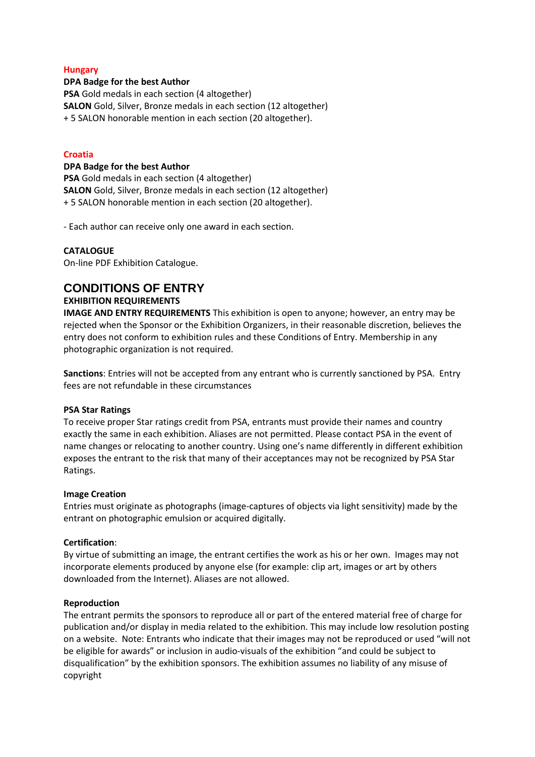**Hungary**

**DPA Badge for the best Author**
**PSA** Gold medals in each section (4 altogether)
**SALON** Gold, Silver, Bronze medals in each section (12 altogether)
+ 5 SALON honorable mention in each section (20 altogether).

**Croatia**

**DPA Badge for the best Author**
**PSA** Gold medals in each section (4 altogether)
**SALON** Gold, Silver, Bronze medals in each section (12 altogether)
+ 5 SALON honorable mention in each section (20 altogether).

- Each author can receive only one award in each section.

**CATALOGUE**
On-line PDF Exhibition Catalogue.

# CONDITIONS OF ENTRY

**EXHIBITION REQUIREMENTS**

**IMAGE AND ENTRY REQUIREMENTS** This exhibition is open to anyone; however, an entry may be rejected when the Sponsor or the Exhibition Organizers, in their reasonable discretion, believes the entry does not conform to exhibition rules and these Conditions of Entry. Membership in any photographic organization is not required.

**Sanctions**: Entries will not be accepted from any entrant who is currently sanctioned by PSA. Entry fees are not refundable in these circumstances

**PSA Star Ratings**
To receive proper Star ratings credit from PSA, entrants must provide their names and country exactly the same in each exhibition. Aliases are not permitted. Please contact PSA in the event of name changes or relocating to another country. Using one's name differently in different exhibition exposes the entrant to the risk that many of their acceptances may not be recognized by PSA Star Ratings.

**Image Creation**
Entries must originate as photographs (image-captures of objects via light sensitivity) made by the entrant on photographic emulsion or acquired digitally.

**Certification**:
By virtue of submitting an image, the entrant certifies the work as his or her own. Images may not incorporate elements produced by anyone else (for example: clip art, images or art by others downloaded from the Internet). Aliases are not allowed.

**Reproduction**
The entrant permits the sponsors to reproduce all or part of the entered material free of charge for publication and/or display in media related to the exhibition. This may include low resolution posting on a website. Note: Entrants who indicate that their images may not be reproduced or used "will not be eligible for awards" or inclusion in audio-visuals of the exhibition "and could be subject to disqualification" by the exhibition sponsors. The exhibition assumes no liability of any misuse of copyright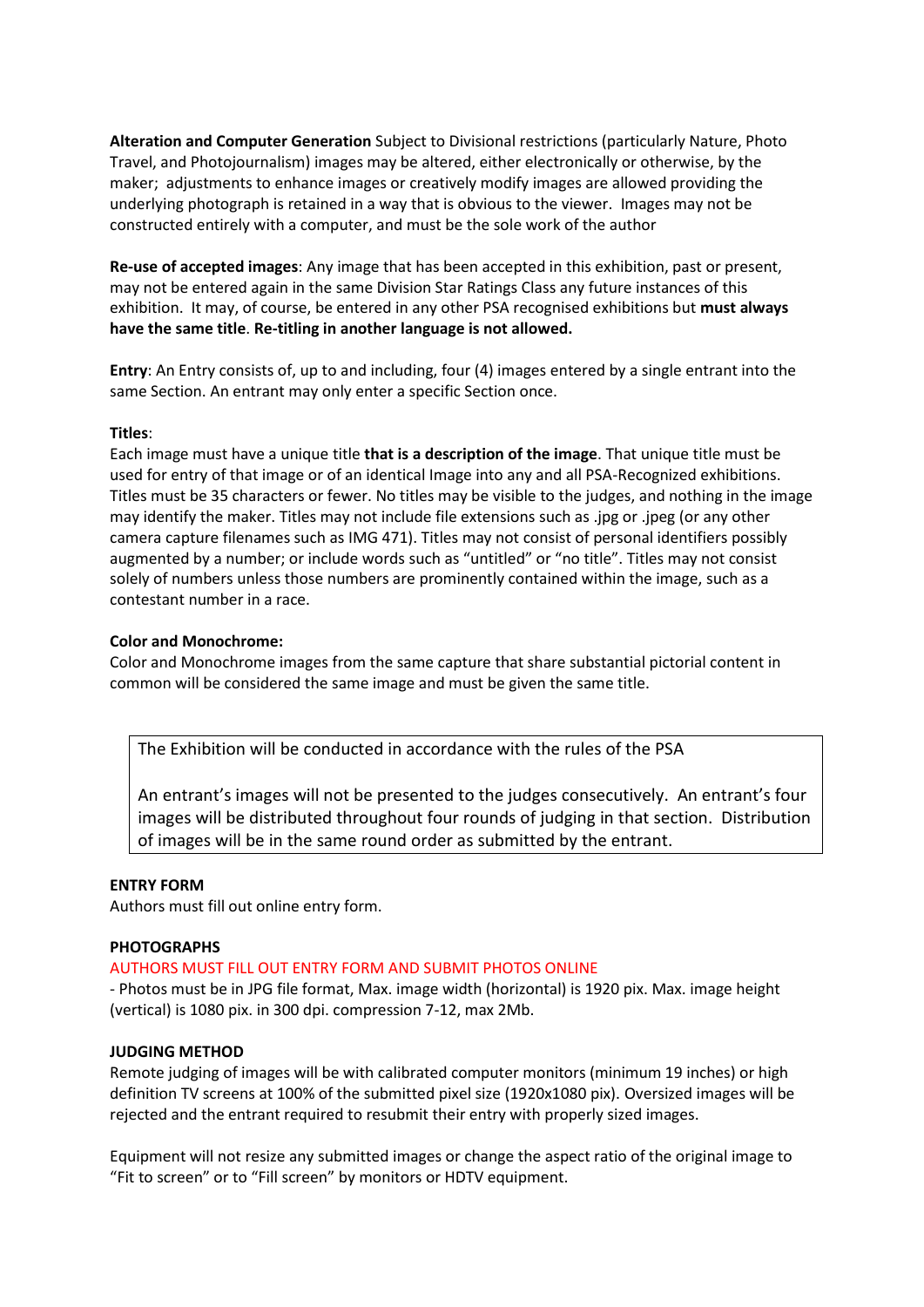**Alteration and Computer Generation** Subject to Divisional restrictions (particularly Nature, Photo Travel, and Photojournalism) images may be altered, either electronically or otherwise, by the maker; adjustments to enhance images or creatively modify images are allowed providing the underlying photograph is retained in a way that is obvious to the viewer. Images may not be constructed entirely with a computer, and must be the sole work of the author

**Re-use of accepted images**: Any image that has been accepted in this exhibition, past or present, may not be entered again in the same Division Star Ratings Class any future instances of this exhibition. It may, of course, be entered in any other PSA recognised exhibitions but **must always have the same title**. **Re-titling in another language is not allowed.**

**Entry**: An Entry consists of, up to and including, four (4) images entered by a single entrant into the same Section. An entrant may only enter a specific Section once.

**Titles**:
Each image must have a unique title **that is a description of the image**. That unique title must be used for entry of that image or of an identical Image into any and all PSA-Recognized exhibitions. Titles must be 35 characters or fewer. No titles may be visible to the judges, and nothing in the image may identify the maker. Titles may not include file extensions such as .jpg or .jpeg (or any other camera capture filenames such as IMG 471). Titles may not consist of personal identifiers possibly augmented by a number; or include words such as "untitled" or "no title". Titles may not consist solely of numbers unless those numbers are prominently contained within the image, such as a contestant number in a race.

**Color and Monochrome:**
Color and Monochrome images from the same capture that share substantial pictorial content in common will be considered the same image and must be given the same title.

The Exhibition will be conducted in accordance with the rules of the PSA

An entrant's images will not be presented to the judges consecutively. An entrant's four images will be distributed throughout four rounds of judging in that section. Distribution of images will be in the same round order as submitted by the entrant.

**ENTRY FORM**
Authors must fill out online entry form.

**PHOTOGRAPHS**
AUTHORS MUST FILL OUT ENTRY FORM AND SUBMIT PHOTOS ONLINE
- Photos must be in JPG file format, Max. image width (horizontal) is 1920 pix. Max. image height (vertical) is 1080 pix. in 300 dpi. compression 7-12, max 2Mb.

**JUDGING METHOD**
Remote judging of images will be with calibrated computer monitors (minimum 19 inches) or high definition TV screens at 100% of the submitted pixel size (1920x1080 pix). Oversized images will be rejected and the entrant required to resubmit their entry with properly sized images.

Equipment will not resize any submitted images or change the aspect ratio of the original image to "Fit to screen" or to "Fill screen" by monitors or HDTV equipment.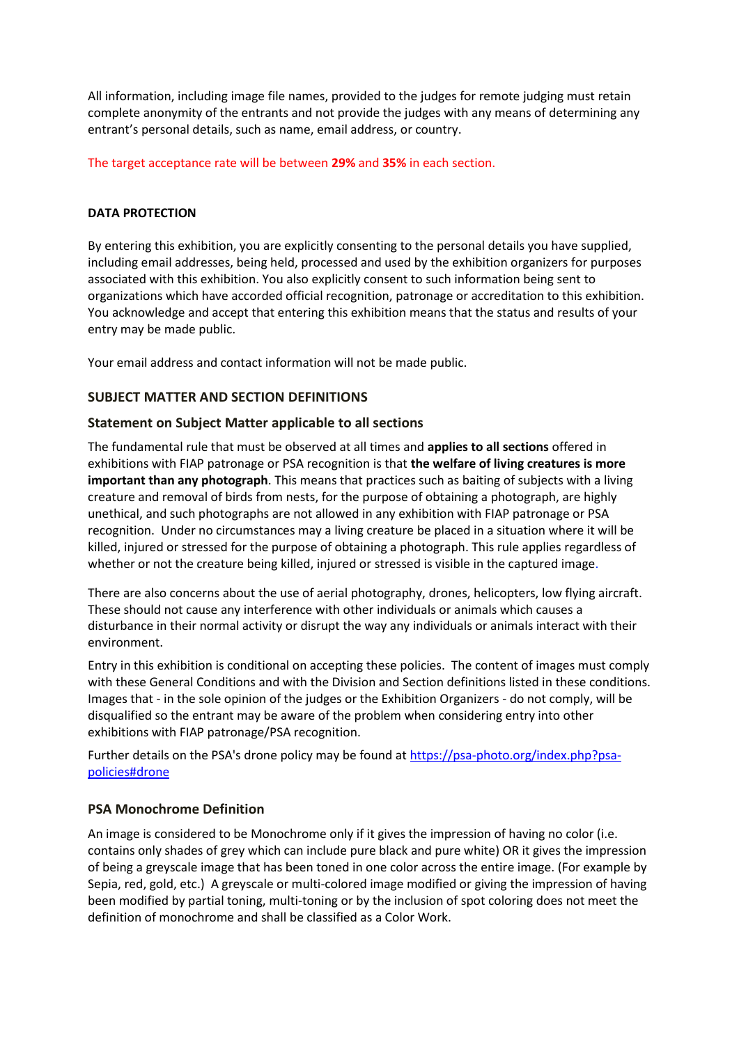All information, including image file names, provided to the judges for remote judging must retain complete anonymity of the entrants and not provide the judges with any means of determining any entrant's personal details, such as name, email address, or country.

The target acceptance rate will be between **29%** and **35%** in each section.

**DATA PROTECTION**

By entering this exhibition, you are explicitly consenting to the personal details you have supplied, including email addresses, being held, processed and used by the exhibition organizers for purposes associated with this exhibition. You also explicitly consent to such information being sent to organizations which have accorded official recognition, patronage or accreditation to this exhibition. You acknowledge and accept that entering this exhibition means that the status and results of your entry may be made public.

Your email address and contact information will not be made public.

## SUBJECT MATTER AND SECTION DEFINITIONS

### Statement on Subject Matter applicable to all sections

The fundamental rule that must be observed at all times and **applies to all sections** offered in exhibitions with FIAP patronage or PSA recognition is that **the welfare of living creatures is more important than any photograph**. This means that practices such as baiting of subjects with a living creature and removal of birds from nests, for the purpose of obtaining a photograph, are highly unethical, and such photographs are not allowed in any exhibition with FIAP patronage or PSA recognition. Under no circumstances may a living creature be placed in a situation where it will be killed, injured or stressed for the purpose of obtaining a photograph. This rule applies regardless of whether or not the creature being killed, injured or stressed is visible in the captured image.

There are also concerns about the use of aerial photography, drones, helicopters, low flying aircraft. These should not cause any interference with other individuals or animals which causes a disturbance in their normal activity or disrupt the way any individuals or animals interact with their environment.

Entry in this exhibition is conditional on accepting these policies. The content of images must comply with these General Conditions and with the Division and Section definitions listed in these conditions. Images that - in the sole opinion of the judges or the Exhibition Organizers - do not comply, will be disqualified so the entrant may be aware of the problem when considering entry into other exhibitions with FIAP patronage/PSA recognition.

Further details on the PSA's drone policy may be found at [https://psa-photo.org/index.php?psa-policies#drone](https://psa-photo.org/index.php?psa-policies#drone)

### PSA Monochrome Definition

An image is considered to be Monochrome only if it gives the impression of having no color (i.e. contains only shades of grey which can include pure black and pure white) OR it gives the impression of being a greyscale image that has been toned in one color across the entire image. (For example by Sepia, red, gold, etc.) A greyscale or multi-colored image modified or giving the impression of having been modified by partial toning, multi-toning or by the inclusion of spot coloring does not meet the definition of monochrome and shall be classified as a Color Work.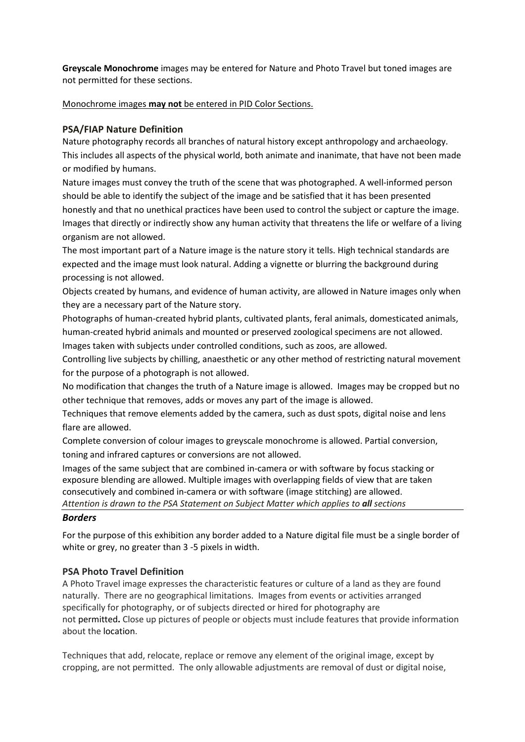**Greyscale Monochrome** images may be entered for Nature and Photo Travel but toned images are not permitted for these sections.

Monochrome images **may not** be entered in PID Color Sections.

### PSA/FIAP Nature Definition

Nature photography records all branches of natural history except anthropology and archaeology. This includes all aspects of the physical world, both animate and inanimate, that have not been made or modified by humans.

Nature images must convey the truth of the scene that was photographed. A well-informed person should be able to identify the subject of the image and be satisfied that it has been presented honestly and that no unethical practices have been used to control the subject or capture the image. Images that directly or indirectly show any human activity that threatens the life or welfare of a living organism are not allowed.

The most important part of a Nature image is the nature story it tells. High technical standards are expected and the image must look natural. Adding a vignette or blurring the background during processing is not allowed.

Objects created by humans, and evidence of human activity, are allowed in Nature images only when they are a necessary part of the Nature story.

Photographs of human-created hybrid plants, cultivated plants, feral animals, domesticated animals, human-created hybrid animals and mounted or preserved zoological specimens are not allowed.

Images taken with subjects under controlled conditions, such as zoos, are allowed.

Controlling live subjects by chilling, anaesthetic or any other method of restricting natural movement for the purpose of a photograph is not allowed.

No modification that changes the truth of a Nature image is allowed. Images may be cropped but no other technique that removes, adds or moves any part of the image is allowed.

Techniques that remove elements added by the camera, such as dust spots, digital noise and lens flare are allowed.

Complete conversion of colour images to greyscale monochrome is allowed. Partial conversion, toning and infrared captures or conversions are not allowed.

Images of the same subject that are combined in-camera or with software by focus stacking or exposure blending are allowed. Multiple images with overlapping fields of view that are taken consecutively and combined in-camera or with software (image stitching) are allowed.

*Attention is drawn to the PSA Statement on Subject Matter which applies to **all** sections*

### *Borders*

For the purpose of this exhibition any border added to a Nature digital file must be a single border of white or grey, no greater than 3 -5 pixels in width.

### PSA Photo Travel Definition

A Photo Travel image expresses the characteristic features or culture of a land as they are found naturally. There are no geographical limitations. Images from events or activities arranged specifically for photography, or of subjects directed or hired for photography are not permitted**.** Close up pictures of people or objects must include features that provide information about the location.

Techniques that add, relocate, replace or remove any element of the original image, except by cropping, are not permitted. The only allowable adjustments are removal of dust or digital noise,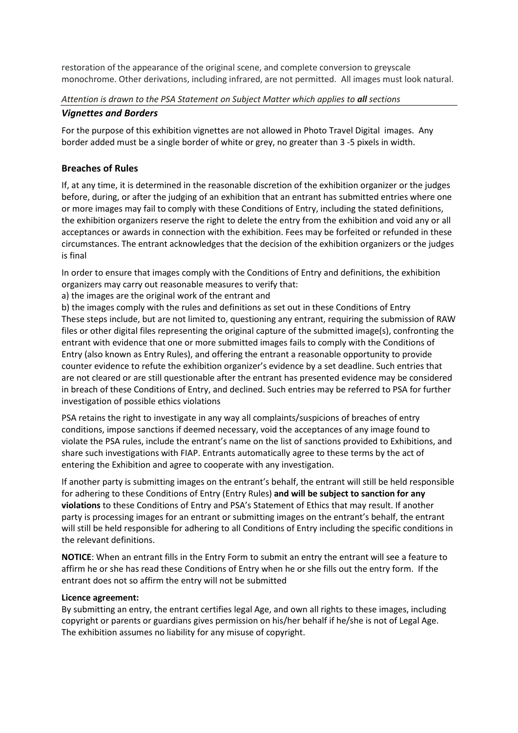restoration of the appearance of the original scene, and complete conversion to greyscale monochrome. Other derivations, including infrared, are not permitted. All images must look natural.

*Attention is drawn to the PSA Statement on Subject Matter which applies to **all** sections*

### *Vignettes and Borders*

For the purpose of this exhibition vignettes are not allowed in Photo Travel Digital images. Any border added must be a single border of white or grey, no greater than 3 -5 pixels in width.

### Breaches of Rules

If, at any time, it is determined in the reasonable discretion of the exhibition organizer or the judges before, during, or after the judging of an exhibition that an entrant has submitted entries where one or more images may fail to comply with these Conditions of Entry, including the stated definitions, the exhibition organizers reserve the right to delete the entry from the exhibition and void any or all acceptances or awards in connection with the exhibition. Fees may be forfeited or refunded in these circumstances. The entrant acknowledges that the decision of the exhibition organizers or the judges is final

In order to ensure that images comply with the Conditions of Entry and definitions, the exhibition organizers may carry out reasonable measures to verify that:
a) the images are the original work of the entrant and
b) the images comply with the rules and definitions as set out in these Conditions of Entry
These steps include, but are not limited to, questioning any entrant, requiring the submission of RAW files or other digital files representing the original capture of the submitted image(s), confronting the entrant with evidence that one or more submitted images fails to comply with the Conditions of Entry (also known as Entry Rules), and offering the entrant a reasonable opportunity to provide counter evidence to refute the exhibition organizer's evidence by a set deadline. Such entries that are not cleared or are still questionable after the entrant has presented evidence may be considered in breach of these Conditions of Entry, and declined. Such entries may be referred to PSA for further investigation of possible ethics violations

PSA retains the right to investigate in any way all complaints/suspicions of breaches of entry conditions, impose sanctions if deemed necessary, void the acceptances of any image found to violate the PSA rules, include the entrant's name on the list of sanctions provided to Exhibitions, and share such investigations with FIAP. Entrants automatically agree to these terms by the act of entering the Exhibition and agree to cooperate with any investigation.

If another party is submitting images on the entrant's behalf, the entrant will still be held responsible for adhering to these Conditions of Entry (Entry Rules) **and will be subject to sanction for any violations** to these Conditions of Entry and PSA's Statement of Ethics that may result. If another party is processing images for an entrant or submitting images on the entrant's behalf, the entrant will still be held responsible for adhering to all Conditions of Entry including the specific conditions in the relevant definitions.

**NOTICE**: When an entrant fills in the Entry Form to submit an entry the entrant will see a feature to affirm he or she has read these Conditions of Entry when he or she fills out the entry form. If the entrant does not so affirm the entry will not be submitted

**Licence agreement:**
By submitting an entry, the entrant certifies legal Age, and own all rights to these images, including copyright or parents or guardians gives permission on his/her behalf if he/she is not of Legal Age. The exhibition assumes no liability for any misuse of copyright.